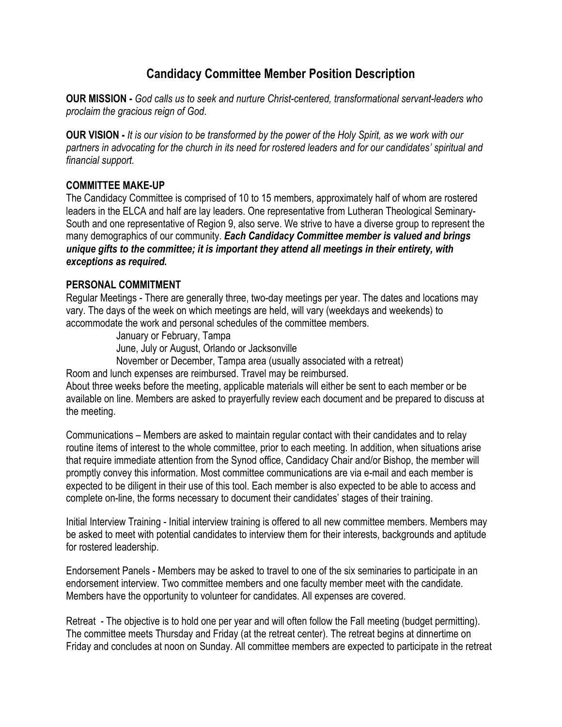# Candidacy Committee Member Position Description

**OUR MISSION -** *God calls us to seek and nurture Christ-centered, transformational servant-leaders who proclaim the gracious reign of God*.

**OUR VISION -** *It is our vision to be transformed by the power of the Holy Spirit, as we work with our partners in advocating for the church in its need for rostered leaders and for our candidates' spiritual and financial support.*

## COMMITTEE MAKE-UP

The Candidacy Committee is comprised of 10 to 15 members, approximately half of whom are rostered leaders in the ELCA and half are lay leaders. One representative from Lutheran Theological Seminary-South and one representative of Region 9, also serve. We strive to have a diverse group to represent the many demographics of our community. ***Each Candidacy Committee member is valued and brings unique gifts to the committee; it is important they attend all meetings in their entirety, with exceptions as required.***

## PERSONAL COMMITMENT

Regular Meetings - There are generally three, two-day meetings per year. The dates and locations may vary. The days of the week on which meetings are held, will vary (weekdays and weekends) to accommodate the work and personal schedules of the committee members.

> January or February, Tampa
> June, July or August, Orlando or Jacksonville
> November or December, Tampa area (usually associated with a retreat)

Room and lunch expenses are reimbursed. Travel may be reimbursed.
About three weeks before the meeting, applicable materials will either be sent to each member or be available on line. Members are asked to prayerfully review each document and be prepared to discuss at the meeting.

Communications – Members are asked to maintain regular contact with their candidates and to relay routine items of interest to the whole committee, prior to each meeting. In addition, when situations arise that require immediate attention from the Synod office, Candidacy Chair and/or Bishop, the member will promptly convey this information. Most committee communications are via e-mail and each member is expected to be diligent in their use of this tool. Each member is also expected to be able to access and complete on-line, the forms necessary to document their candidates' stages of their training.

Initial Interview Training - Initial interview training is offered to all new committee members. Members may be asked to meet with potential candidates to interview them for their interests, backgrounds and aptitude for rostered leadership.

Endorsement Panels - Members may be asked to travel to one of the six seminaries to participate in an endorsement interview. Two committee members and one faculty member meet with the candidate. Members have the opportunity to volunteer for candidates. All expenses are covered.

Retreat - The objective is to hold one per year and will often follow the Fall meeting (budget permitting). The committee meets Thursday and Friday (at the retreat center). The retreat begins at dinnertime on Friday and concludes at noon on Sunday. All committee members are expected to participate in the retreat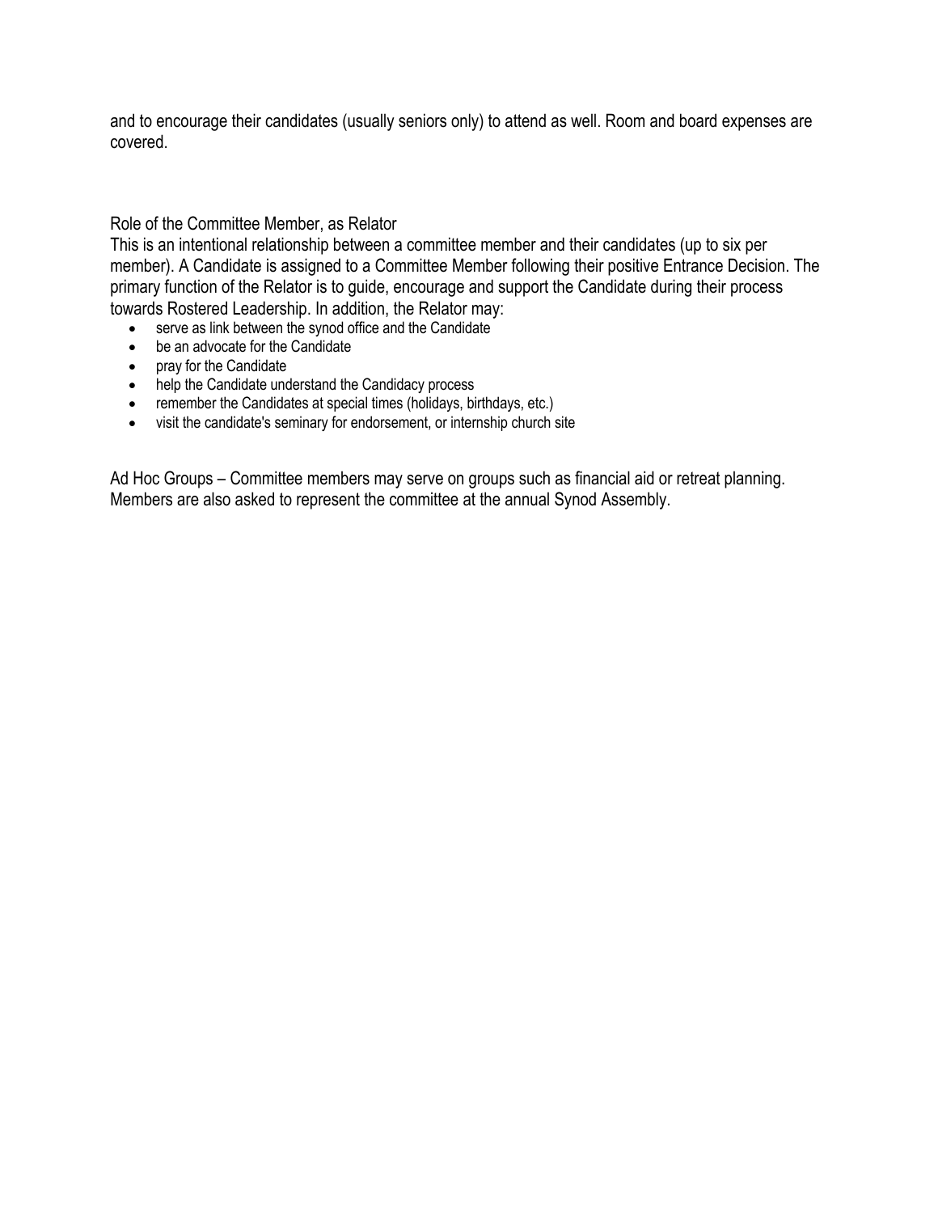and to encourage their candidates (usually seniors only) to attend as well. Room and board expenses are covered.

Role of the Committee Member, as Relator

This is an intentional relationship between a committee member and their candidates (up to six per member). A Candidate is assigned to a Committee Member following their positive Entrance Decision. The primary function of the Relator is to guide, encourage and support the Candidate during their process towards Rostered Leadership. In addition, the Relator may:

- serve as link between the synod office and the Candidate
- be an advocate for the Candidate
- pray for the Candidate
- help the Candidate understand the Candidacy process
- remember the Candidates at special times (holidays, birthdays, etc.)
- visit the candidate's seminary for endorsement, or internship church site

Ad Hoc Groups – Committee members may serve on groups such as financial aid or retreat planning. Members are also asked to represent the committee at the annual Synod Assembly.